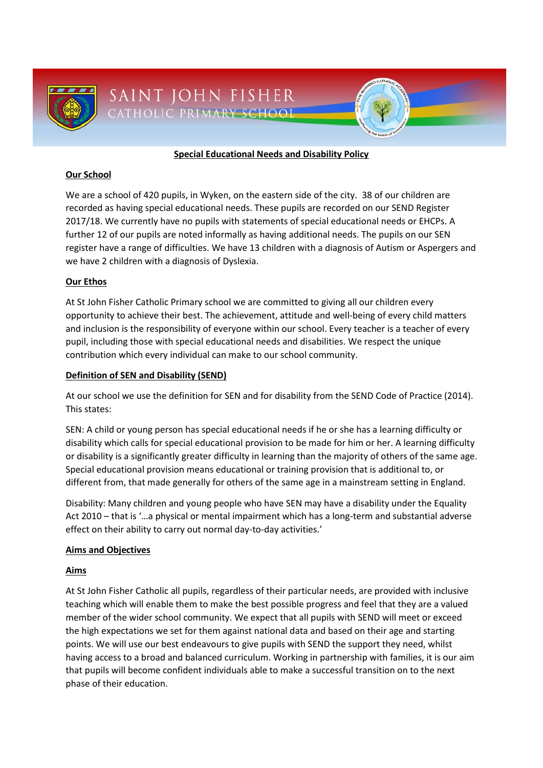# Saint John Fisher Catholic Primary School

## Special Educational Needs and Disability Policy

### Our School

We are a school of 420 pupils, in Wyken, on the eastern side of the city. 38 of our children are recorded as having special educational needs. These pupils are recorded on our SEND Register 2017/18. We currently have no pupils with statements of special educational needs or EHCPs. A further 12 of our pupils are noted informally as having additional needs. The pupils on our SEN register have a range of difficulties. We have 13 children with a diagnosis of Autism or Aspergers and we have 2 children with a diagnosis of Dyslexia.

### Our Ethos

At St John Fisher Catholic Primary school we are committed to giving all our children every opportunity to achieve their best. The achievement, attitude and well-being of every child matters and inclusion is the responsibility of everyone within our school. Every teacher is a teacher of every pupil, including those with special educational needs and disabilities. We respect the unique contribution which every individual can make to our school community.

### Definition of SEN and Disability (SEND)

At our school we use the definition for SEN and for disability from the SEND Code of Practice (2014). This states:

SEN: A child or young person has special educational needs if he or she has a learning difficulty or disability which calls for special educational provision to be made for him or her. A learning difficulty or disability is a significantly greater difficulty in learning than the majority of others of the same age. Special educational provision means educational or training provision that is additional to, or different from, that made generally for others of the same age in a mainstream setting in England.

Disability: Many children and young people who have SEN may have a disability under the Equality Act 2010 – that is '…a physical or mental impairment which has a long-term and substantial adverse effect on their ability to carry out normal day-to-day activities.'

### Aims and Objectives

#### Aims

At St John Fisher Catholic all pupils, regardless of their particular needs, are provided with inclusive teaching which will enable them to make the best possible progress and feel that they are a valued member of the wider school community. We expect that all pupils with SEND will meet or exceed the high expectations we set for them against national data and based on their age and starting points. We will use our best endeavours to give pupils with SEND the support they need, whilst having access to a broad and balanced curriculum. Working in partnership with families, it is our aim that pupils will become confident individuals able to make a successful transition on to the next phase of their education.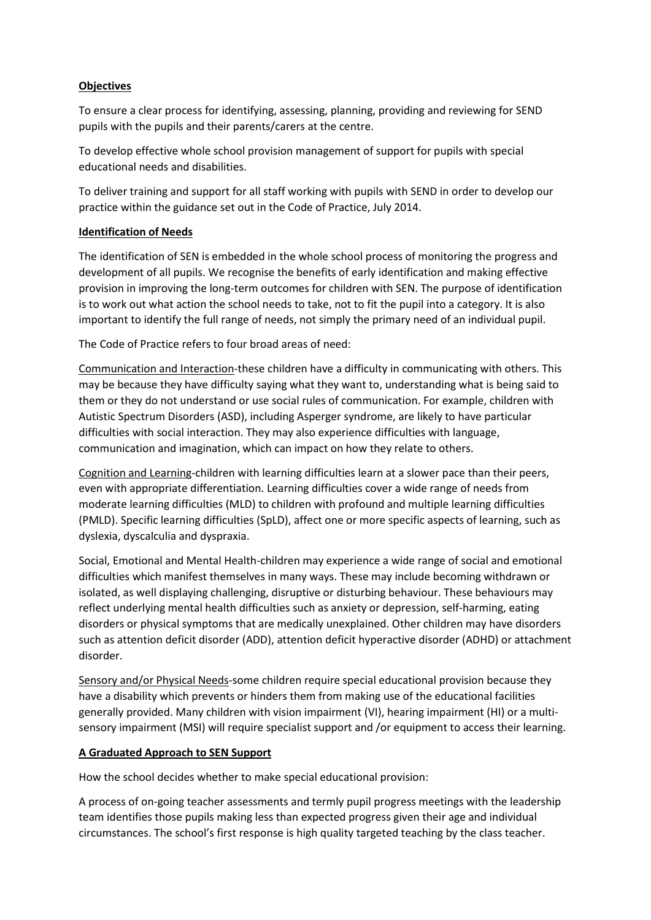**Objectives**

To ensure a clear process for identifying, assessing, planning, providing and reviewing for SEND pupils with the pupils and their parents/carers at the centre.

To develop effective whole school provision management of support for pupils with special educational needs and disabilities.

To deliver training and support for all staff working with pupils with SEND in order to develop our practice within the guidance set out in the Code of Practice, July 2014.

**Identification of Needs**

The identification of SEN is embedded in the whole school process of monitoring the progress and development of all pupils. We recognise the benefits of early identification and making effective provision in improving the long-term outcomes for children with SEN. The purpose of identification is to work out what action the school needs to take, not to fit the pupil into a category. It is also important to identify the full range of needs, not simply the primary need of an individual pupil.

The Code of Practice refers to four broad areas of need:

Communication and Interaction-these children have a difficulty in communicating with others. This may be because they have difficulty saying what they want to, understanding what is being said to them or they do not understand or use social rules of communication. For example, children with Autistic Spectrum Disorders (ASD), including Asperger syndrome, are likely to have particular difficulties with social interaction. They may also experience difficulties with language, communication and imagination, which can impact on how they relate to others.

Cognition and Learning-children with learning difficulties learn at a slower pace than their peers, even with appropriate differentiation. Learning difficulties cover a wide range of needs from moderate learning difficulties (MLD) to children with profound and multiple learning difficulties (PMLD). Specific learning difficulties (SpLD), affect one or more specific aspects of learning, such as dyslexia, dyscalculia and dyspraxia.

Social, Emotional and Mental Health-children may experience a wide range of social and emotional difficulties which manifest themselves in many ways. These may include becoming withdrawn or isolated, as well displaying challenging, disruptive or disturbing behaviour. These behaviours may reflect underlying mental health difficulties such as anxiety or depression, self-harming, eating disorders or physical symptoms that are medically unexplained. Other children may have disorders such as attention deficit disorder (ADD), attention deficit hyperactive disorder (ADHD) or attachment disorder.

Sensory and/or Physical Needs-some children require special educational provision because they have a disability which prevents or hinders them from making use of the educational facilities generally provided. Many children with vision impairment (VI), hearing impairment (HI) or a multi-sensory impairment (MSI) will require specialist support and /or equipment to access their learning.

**A Graduated Approach to SEN Support**

How the school decides whether to make special educational provision:

A process of on-going teacher assessments and termly pupil progress meetings with the leadership team identifies those pupils making less than expected progress given their age and individual circumstances. The school's first response is high quality targeted teaching by the class teacher.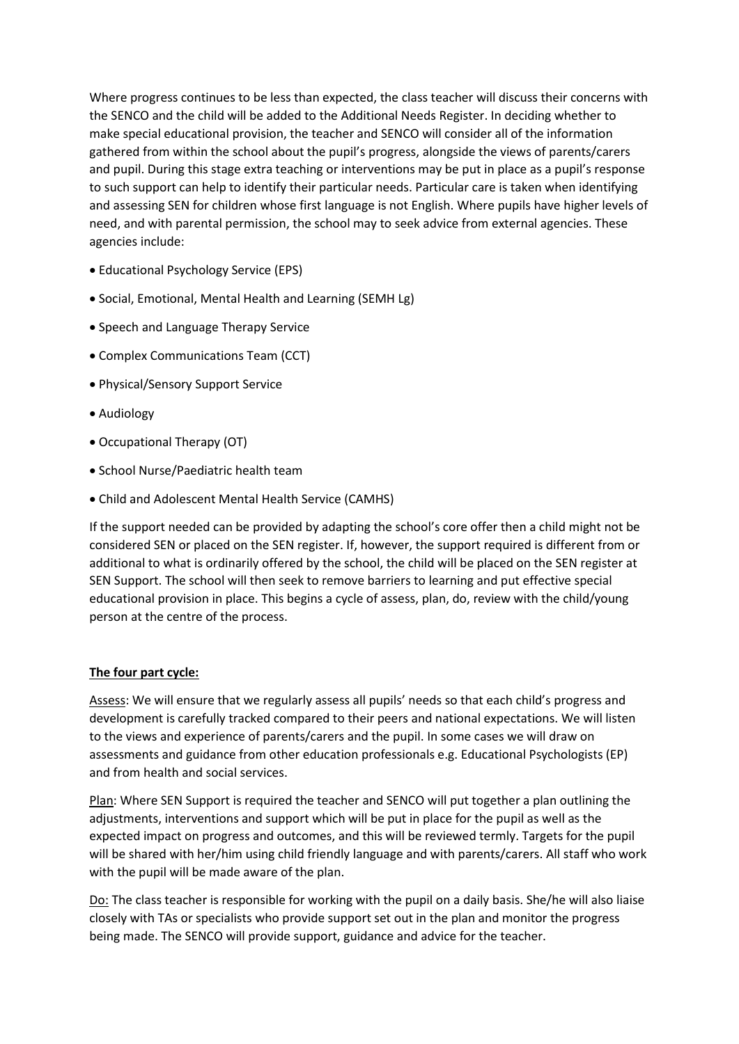Where progress continues to be less than expected, the class teacher will discuss their concerns with the SENCO and the child will be added to the Additional Needs Register. In deciding whether to make special educational provision, the teacher and SENCO will consider all of the information gathered from within the school about the pupil's progress, alongside the views of parents/carers and pupil. During this stage extra teaching or interventions may be put in place as a pupil's response to such support can help to identify their particular needs. Particular care is taken when identifying and assessing SEN for children whose first language is not English. Where pupils have higher levels of need, and with parental permission, the school may to seek advice from external agencies. These agencies include:

- Educational Psychology Service (EPS)
- Social, Emotional, Mental Health and Learning (SEMH Lg)
- Speech and Language Therapy Service
- Complex Communications Team (CCT)
- Physical/Sensory Support Service
- Audiology
- Occupational Therapy (OT)
- School Nurse/Paediatric health team
- Child and Adolescent Mental Health Service (CAMHS)

If the support needed can be provided by adapting the school's core offer then a child might not be considered SEN or placed on the SEN register. If, however, the support required is different from or additional to what is ordinarily offered by the school, the child will be placed on the SEN register at SEN Support. The school will then seek to remove barriers to learning and put effective special educational provision in place. This begins a cycle of assess, plan, do, review with the child/young person at the centre of the process.

**The four part cycle:**

Assess: We will ensure that we regularly assess all pupils' needs so that each child's progress and development is carefully tracked compared to their peers and national expectations. We will listen to the views and experience of parents/carers and the pupil. In some cases we will draw on assessments and guidance from other education professionals e.g. Educational Psychologists (EP) and from health and social services.

Plan: Where SEN Support is required the teacher and SENCO will put together a plan outlining the adjustments, interventions and support which will be put in place for the pupil as well as the expected impact on progress and outcomes, and this will be reviewed termly. Targets for the pupil will be shared with her/him using child friendly language and with parents/carers. All staff who work with the pupil will be made aware of the plan.

Do: The class teacher is responsible for working with the pupil on a daily basis. She/he will also liaise closely with TAs or specialists who provide support set out in the plan and monitor the progress being made. The SENCO will provide support, guidance and advice for the teacher.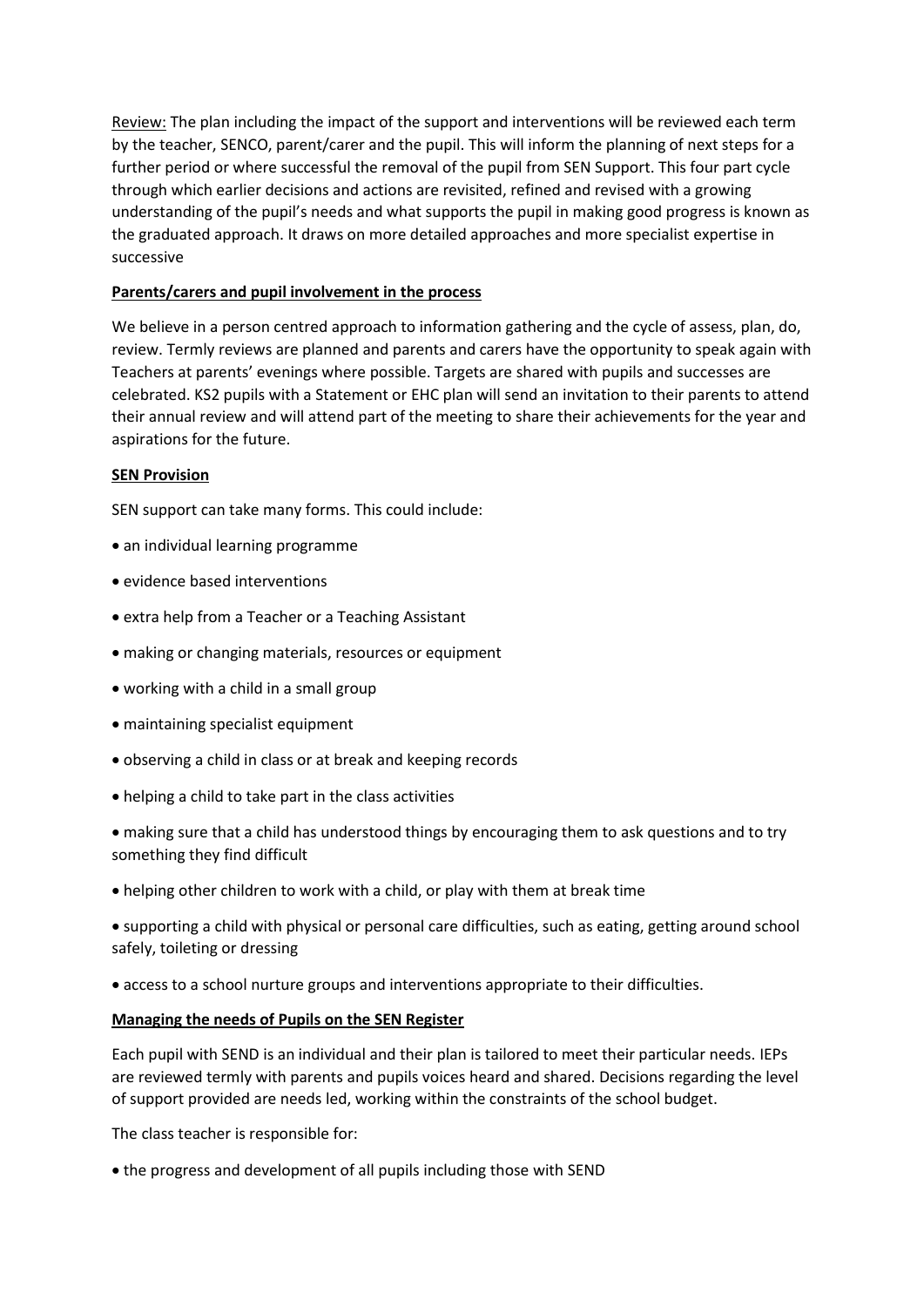<u>Review:</u> The plan including the impact of the support and interventions will be reviewed each term by the teacher, SENCO, parent/carer and the pupil. This will inform the planning of next steps for a further period or where successful the removal of the pupil from SEN Support. This four part cycle through which earlier decisions and actions are revisited, refined and revised with a growing understanding of the pupil's needs and what supports the pupil in making good progress is known as the graduated approach. It draws on more detailed approaches and more specialist expertise in successive

**<u>Parents/carers and pupil involvement in the process</u>**

We believe in a person centred approach to information gathering and the cycle of assess, plan, do, review. Termly reviews are planned and parents and carers have the opportunity to speak again with Teachers at parents' evenings where possible. Targets are shared with pupils and successes are celebrated. KS2 pupils with a Statement or EHC plan will send an invitation to their parents to attend their annual review and will attend part of the meeting to share their achievements for the year and aspirations for the future.

**<u>SEN Provision</u>**

SEN support can take many forms. This could include:

- an individual learning programme
- evidence based interventions
- extra help from a Teacher or a Teaching Assistant
- making or changing materials, resources or equipment
- working with a child in a small group
- maintaining specialist equipment
- observing a child in class or at break and keeping records
- helping a child to take part in the class activities
- making sure that a child has understood things by encouraging them to ask questions and to try something they find difficult
- helping other children to work with a child, or play with them at break time
- supporting a child with physical or personal care difficulties, such as eating, getting around school safely, toileting or dressing
- access to a school nurture groups and interventions appropriate to their difficulties.

**<u>Managing the needs of Pupils on the SEN Register</u>**

Each pupil with SEND is an individual and their plan is tailored to meet their particular needs. IEPs are reviewed termly with parents and pupils voices heard and shared. Decisions regarding the level of support provided are needs led, working within the constraints of the school budget.

The class teacher is responsible for:

- the progress and development of all pupils including those with SEND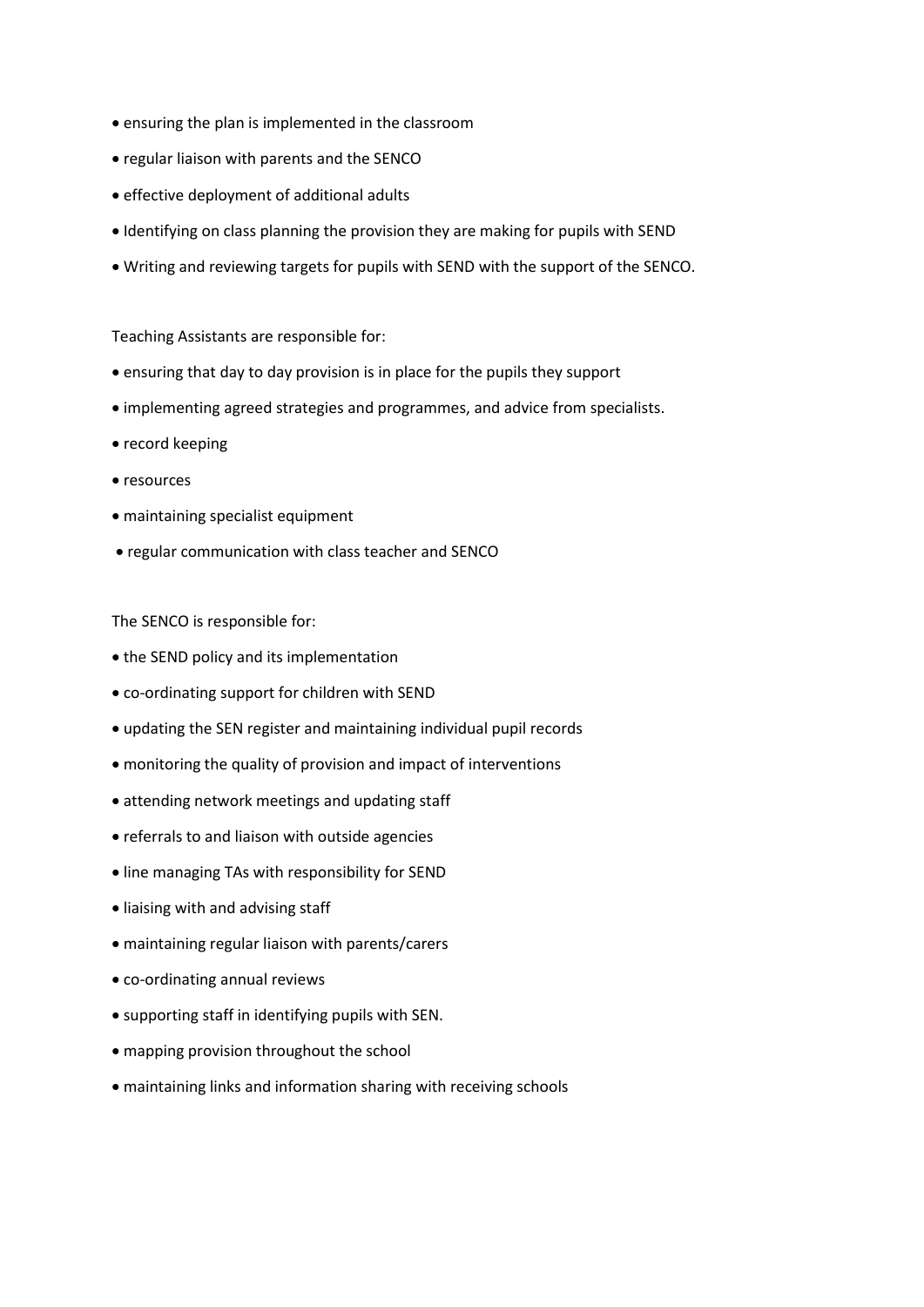- ensuring the plan is implemented in the classroom
- regular liaison with parents and the SENCO
- effective deployment of additional adults
- Identifying on class planning the provision they are making for pupils with SEND
- Writing and reviewing targets for pupils with SEND with the support of the SENCO.

Teaching Assistants are responsible for:

- ensuring that day to day provision is in place for the pupils they support
- implementing agreed strategies and programmes, and advice from specialists.
- record keeping
- resources
- maintaining specialist equipment
- regular communication with class teacher and SENCO

The SENCO is responsible for:

- the SEND policy and its implementation
- co-ordinating support for children with SEND
- updating the SEN register and maintaining individual pupil records
- monitoring the quality of provision and impact of interventions
- attending network meetings and updating staff
- referrals to and liaison with outside agencies
- line managing TAs with responsibility for SEND
- liaising with and advising staff
- maintaining regular liaison with parents/carers
- co-ordinating annual reviews
- supporting staff in identifying pupils with SEN.
- mapping provision throughout the school
- maintaining links and information sharing with receiving schools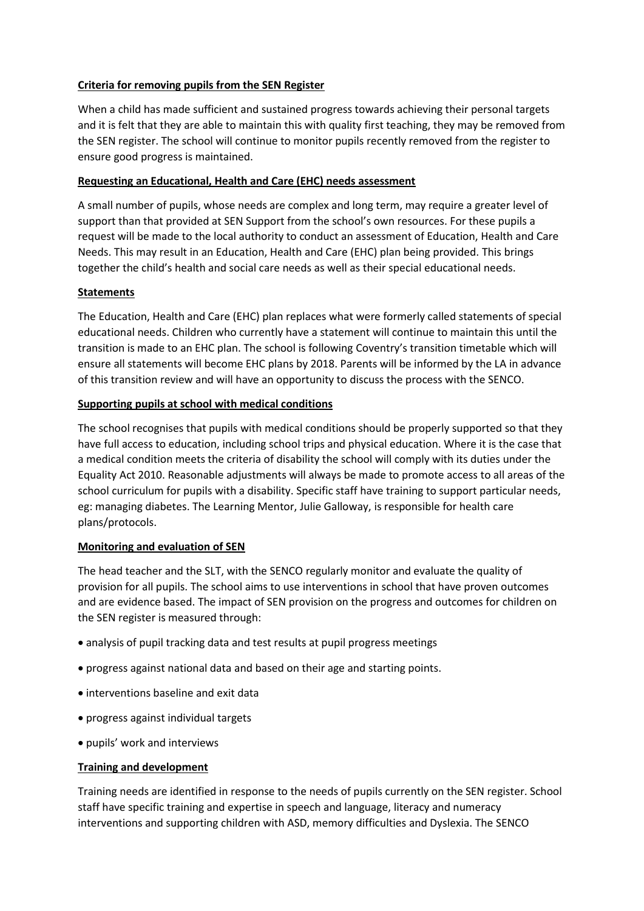**Criteria for removing pupils from the SEN Register**

When a child has made sufficient and sustained progress towards achieving their personal targets and it is felt that they are able to maintain this with quality first teaching, they may be removed from the SEN register. The school will continue to monitor pupils recently removed from the register to ensure good progress is maintained.

**Requesting an Educational, Health and Care (EHC) needs assessment**

A small number of pupils, whose needs are complex and long term, may require a greater level of support than that provided at SEN Support from the school's own resources. For these pupils a request will be made to the local authority to conduct an assessment of Education, Health and Care Needs. This may result in an Education, Health and Care (EHC) plan being provided. This brings together the child's health and social care needs as well as their special educational needs.

**Statements**

The Education, Health and Care (EHC) plan replaces what were formerly called statements of special educational needs. Children who currently have a statement will continue to maintain this until the transition is made to an EHC plan. The school is following Coventry's transition timetable which will ensure all statements will become EHC plans by 2018. Parents will be informed by the LA in advance of this transition review and will have an opportunity to discuss the process with the SENCO.

**Supporting pupils at school with medical conditions**

The school recognises that pupils with medical conditions should be properly supported so that they have full access to education, including school trips and physical education. Where it is the case that a medical condition meets the criteria of disability the school will comply with its duties under the Equality Act 2010. Reasonable adjustments will always be made to promote access to all areas of the school curriculum for pupils with a disability. Specific staff have training to support particular needs, eg: managing diabetes. The Learning Mentor, Julie Galloway, is responsible for health care plans/protocols.

**Monitoring and evaluation of SEN**

The head teacher and the SLT, with the SENCO regularly monitor and evaluate the quality of provision for all pupils. The school aims to use interventions in school that have proven outcomes and are evidence based. The impact of SEN provision on the progress and outcomes for children on the SEN register is measured through:

- analysis of pupil tracking data and test results at pupil progress meetings
- progress against national data and based on their age and starting points.
- interventions baseline and exit data
- progress against individual targets
- pupils' work and interviews

**Training and development**

Training needs are identified in response to the needs of pupils currently on the SEN register. School staff have specific training and expertise in speech and language, literacy and numeracy interventions and supporting children with ASD, memory difficulties and Dyslexia. The SENCO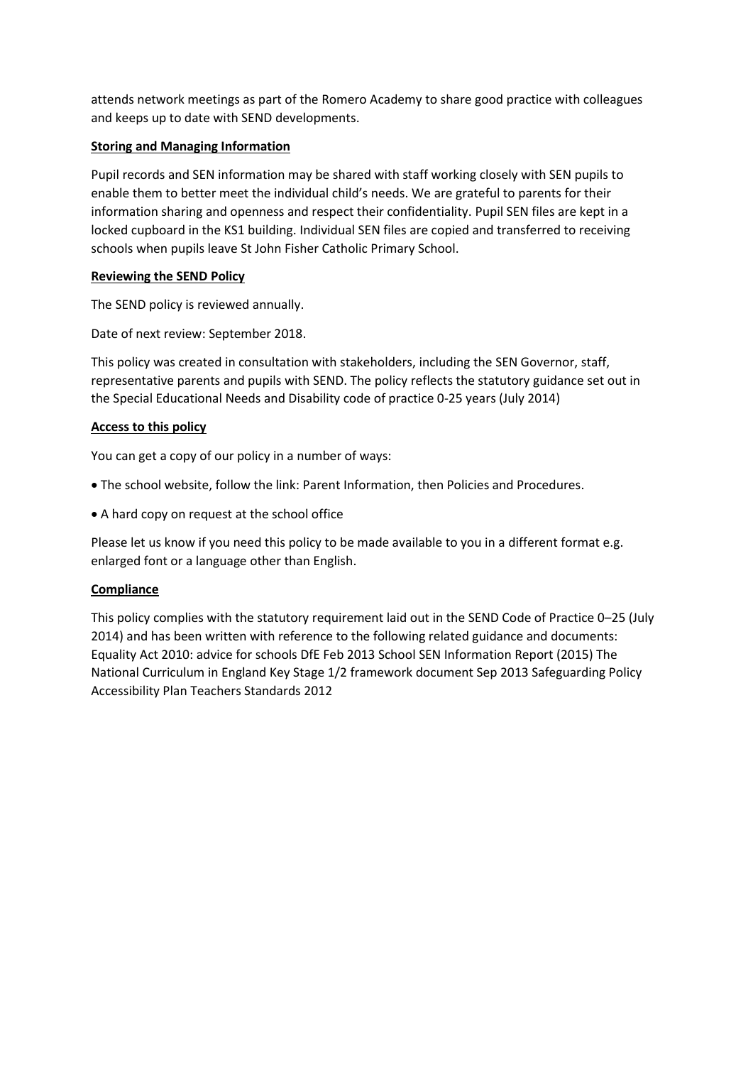attends network meetings as part of the Romero Academy to share good practice with colleagues and keeps up to date with SEND developments.

**Storing and Managing Information**

Pupil records and SEN information may be shared with staff working closely with SEN pupils to enable them to better meet the individual child's needs. We are grateful to parents for their information sharing and openness and respect their confidentiality. Pupil SEN files are kept in a locked cupboard in the KS1 building. Individual SEN files are copied and transferred to receiving schools when pupils leave St John Fisher Catholic Primary School.

**Reviewing the SEND Policy**

The SEND policy is reviewed annually.

Date of next review: September 2018.

This policy was created in consultation with stakeholders, including the SEN Governor, staff, representative parents and pupils with SEND. The policy reflects the statutory guidance set out in the Special Educational Needs and Disability code of practice 0-25 years (July 2014)

**Access to this policy**

You can get a copy of our policy in a number of ways:

- The school website, follow the link: Parent Information, then Policies and Procedures.
- A hard copy on request at the school office

Please let us know if you need this policy to be made available to you in a different format e.g. enlarged font or a language other than English.

**Compliance**

This policy complies with the statutory requirement laid out in the SEND Code of Practice 0–25 (July 2014) and has been written with reference to the following related guidance and documents: Equality Act 2010: advice for schools DfE Feb 2013 School SEN Information Report (2015) The National Curriculum in England Key Stage 1/2 framework document Sep 2013 Safeguarding Policy Accessibility Plan Teachers Standards 2012